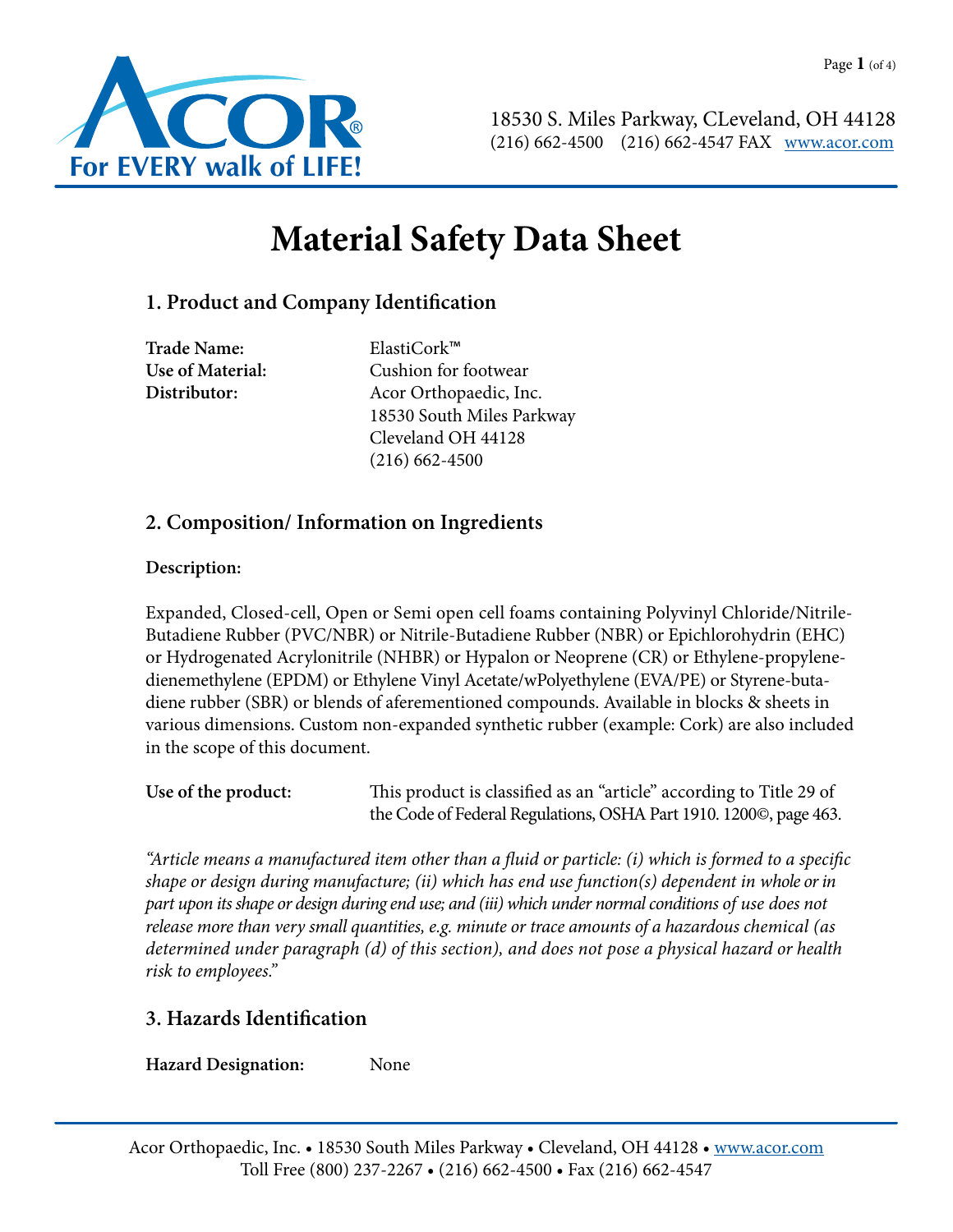18530 S. Miles Parkway, CLeveland, OH 44128
(216) 662-4500    (216) 662-4547 FAX   www.acor.com

# Material Safety Data Sheet

## 1. Product and Company Identification

**Trade Name:** ElastiCork™
**Use of Material:** Cushion for footwear
**Distributor:** Acor Orthopaedic, Inc.
18530 South Miles Parkway
Cleveland OH 44128
(216) 662-4500

## 2. Composition/ Information on Ingredients

**Description:**

Expanded, Closed-cell, Open or Semi open cell foams containing Polyvinyl Chloride/Nitrile-Butadiene Rubber (PVC/NBR) or Nitrile-Butadiene Rubber (NBR) or Epichlorohydrin (EHC) or Hydrogenated Acrylonitrile (NHBR) or Hypalon or Neoprene (CR) or Ethylene-propylene-dienemethylene (EPDM) or Ethylene Vinyl Acetate/wPolyethylene (EVA/PE) or Styrene-butadiene rubber (SBR) or blends of aferementioned compounds. Available in blocks & sheets in various dimensions. Custom non-expanded synthetic rubber (example: Cork) are also included in the scope of this document.

**Use of the product:** This product is classified as an "article" according to Title 29 of the Code of Federal Regulations, OSHA Part 1910. 1200©, page 463.

*"Article means a manufactured item other than a fluid or particle: (i) which is formed to a specific shape or design during manufacture; (ii) which has end use function(s) dependent in whole or in part upon its shape or design during end use; and (iii) which under normal conditions of use does not release more than very small quantities, e.g. minute or trace amounts of a hazardous chemical (as determined under paragraph (d) of this section), and does not pose a physical hazard or health risk to employees."*

## 3. Hazards Identification

**Hazard Designation:** None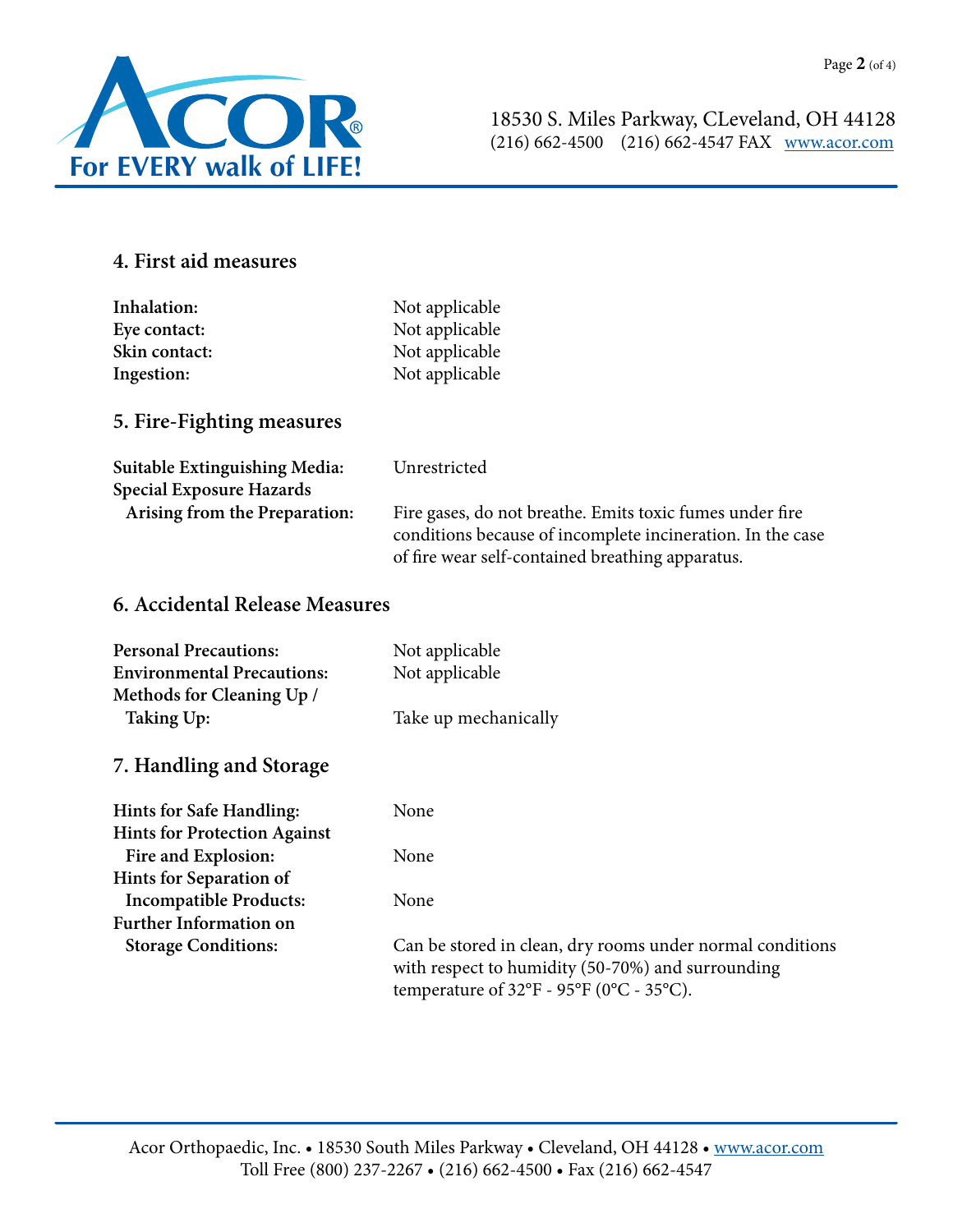## 4. First aid measures

| | |
|---|---|
| **Inhalation:** | Not applicable |
| **Eye contact:** | Not applicable |
| **Skin contact:** | Not applicable |
| **Ingestion:** | Not applicable |

## 5. Fire-Fighting measures

| | |
|---|---|
| **Suitable Extinguishing Media:** | Unrestricted |
| **Special Exposure Hazards Arising from the Preparation:** | Fire gases, do not breathe. Emits toxic fumes under fire conditions because of incomplete incineration. In the case of fire wear self-contained breathing apparatus. |

## 6. Accidental Release Measures

| | |
|---|---|
| **Personal Precautions:** | Not applicable |
| **Environmental Precautions:** | Not applicable |
| **Methods for Cleaning Up / Taking Up:** | Take up mechanically |

## 7. Handling and Storage

| | |
|---|---|
| **Hints for Safe Handling:** | None |
| **Hints for Protection Against Fire and Explosion:** | None |
| **Hints for Separation of Incompatible Products:** | None |
| **Further Information on Storage Conditions:** | Can be stored in clean, dry rooms under normal conditions with respect to humidity (50-70%) and surrounding temperature of 32°F - 95°F (0°C - 35°C). |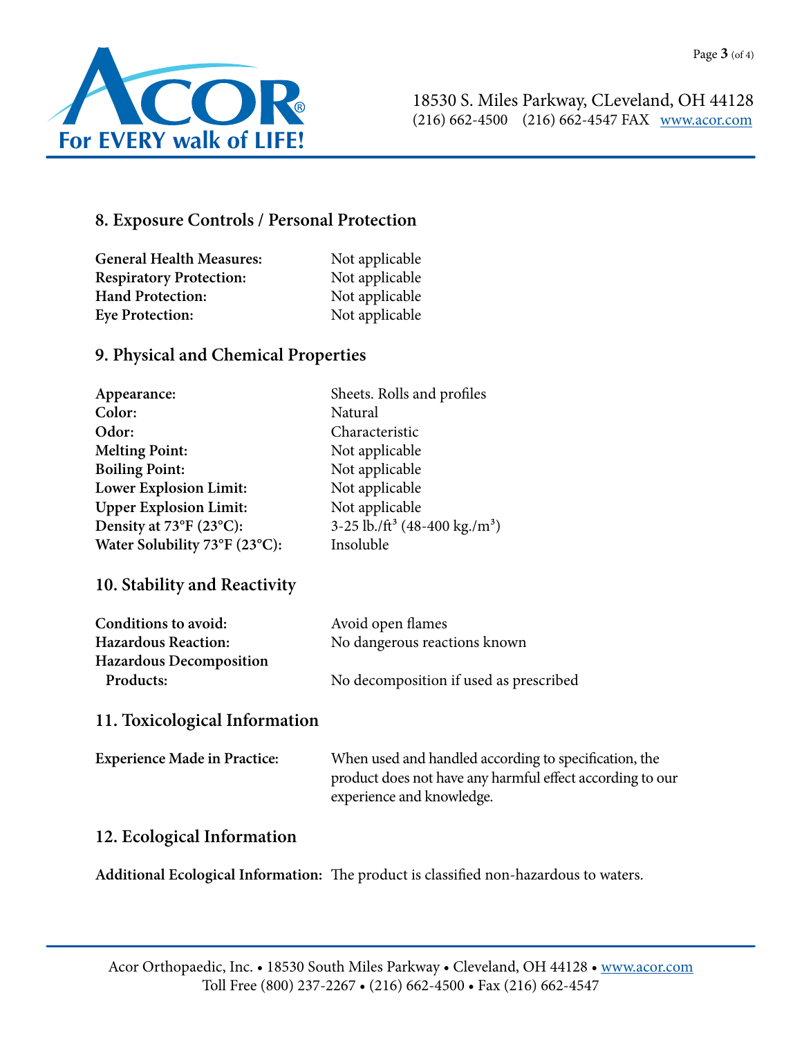## 8. Exposure Controls / Personal Protection

| | |
|---|---|
| **General Health Measures:** | Not applicable |
| **Respiratory Protection:** | Not applicable |
| **Hand Protection:** | Not applicable |
| **Eye Protection:** | Not applicable |

## 9. Physical and Chemical Properties

| | |
|---|---|
| **Appearance:** | Sheets. Rolls and profiles |
| **Color:** | Natural |
| **Odor:** | Characteristic |
| **Melting Point:** | Not applicable |
| **Boiling Point:** | Not applicable |
| **Lower Explosion Limit:** | Not applicable |
| **Upper Explosion Limit:** | Not applicable |
| **Density at 73°F (23°C):** | 3-25 lb./ft$^3$ (48-400 kg./m$^3$) |
| **Water Solubility 73°F (23°C):** | Insoluble |

## 10. Stability and Reactivity

| | |
|---|---|
| **Conditions to avoid:** | Avoid open flames |
| **Hazardous Reaction:** | No dangerous reactions known |
| **Hazardous Decomposition Products:** | No decomposition if used as prescribed |

## 11. Toxicological Information

**Experience Made in Practice:** When used and handled according to specification, the product does not have any harmful effect according to our experience and knowledge.

## 12. Ecological Information

**Additional Ecological Information:** The product is classified non-hazardous to waters.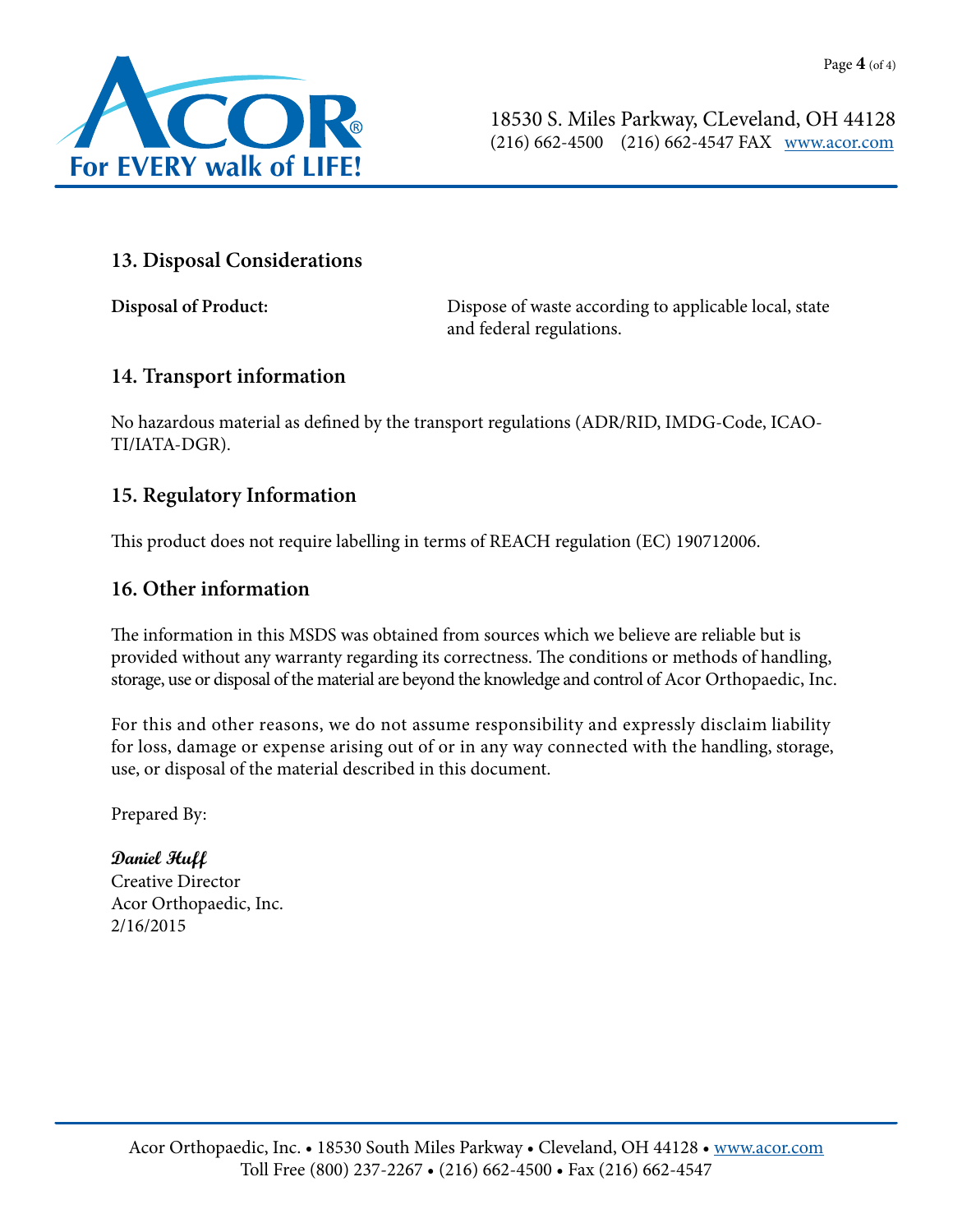## 13. Disposal Considerations

| | |
|---|---|
| **Disposal of Product:** | Dispose of waste according to applicable local, state and federal regulations. |

## 14. Transport information

No hazardous material as defined by the transport regulations (ADR/RID, IMDG-Code, ICAO-TI/IATA-DGR).

## 15. Regulatory Information

This product does not require labelling in terms of REACH regulation (EC) 190712006.

## 16. Other information

The information in this MSDS was obtained from sources which we believe are reliable but is provided without any warranty regarding its correctness. The conditions or methods of handling, storage, use or disposal of the material are beyond the knowledge and control of Acor Orthopaedic, Inc.

For this and other reasons, we do not assume responsibility and expressly disclaim liability for loss, damage or expense arising out of or in any way connected with the handling, storage, use, or disposal of the material described in this document.

Prepared By:

***Daniel Huff***
Creative Director
Acor Orthopaedic, Inc.
2/16/2015